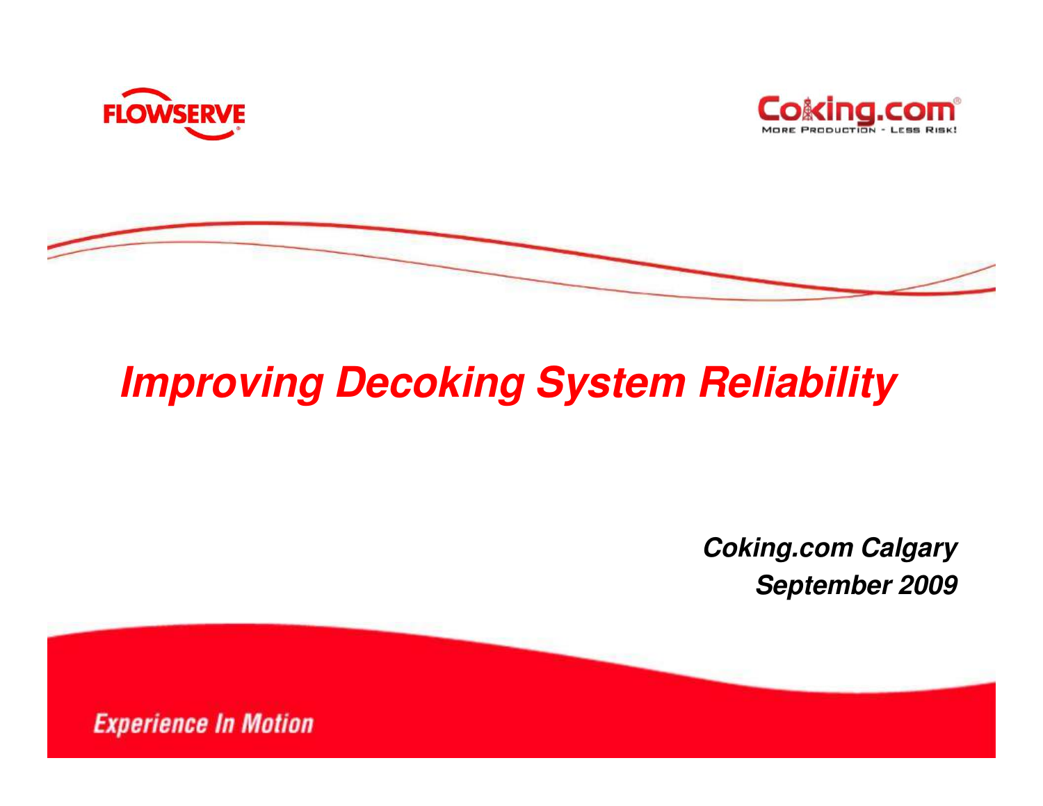FLOWSERVE

Coking.com

More Production - Less Risk!

# Improving Decoking System Reliability

***Coking.com Calgary***

***September 2009***

*Experience In Motion*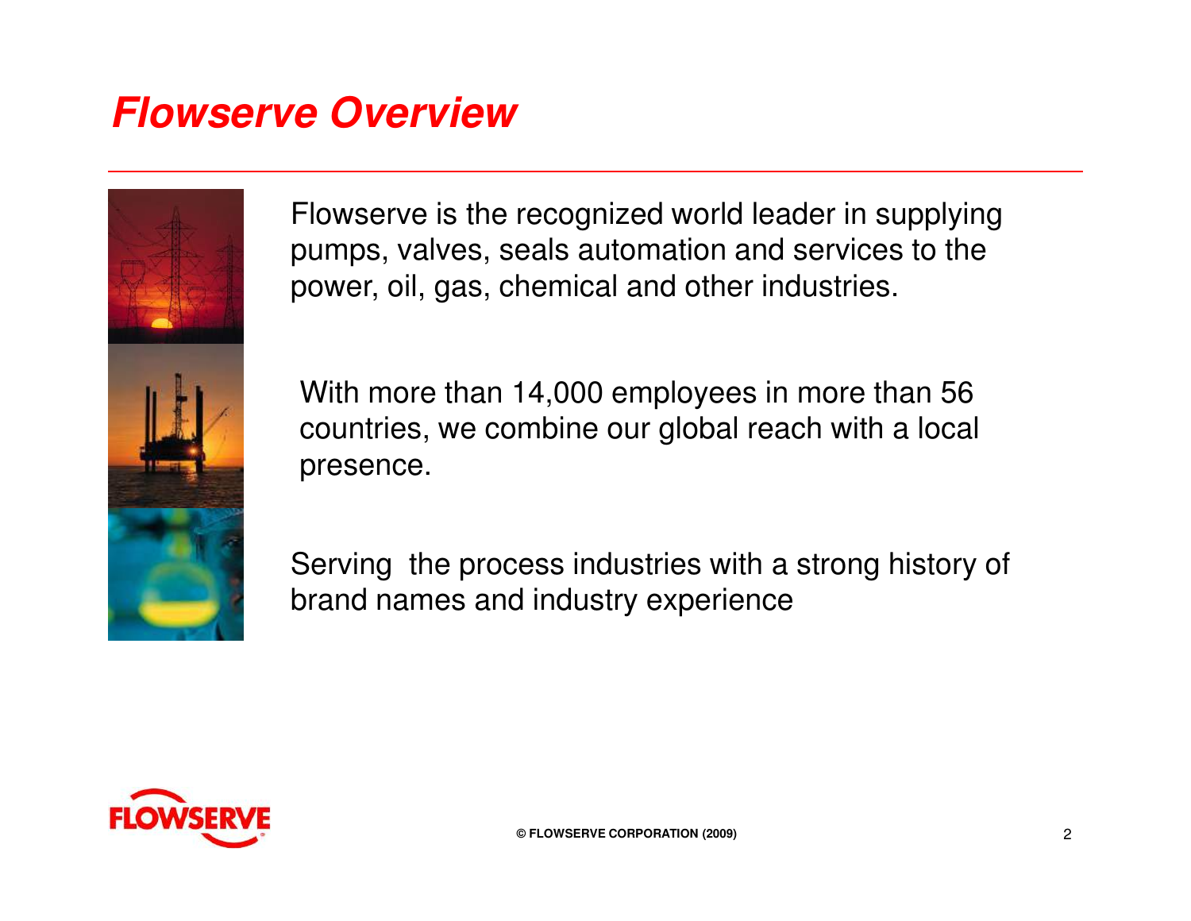# Flowserve Overview

Flowserve is the recognized world leader in supplying pumps, valves, seals automation and services to the power, oil, gas, chemical and other industries.

With more than 14,000 employees in more than 56 countries, we combine our global reach with a local presence.

Serving the process industries with a strong history of brand names and industry experience

© FLOWSERVE CORPORATION (2009)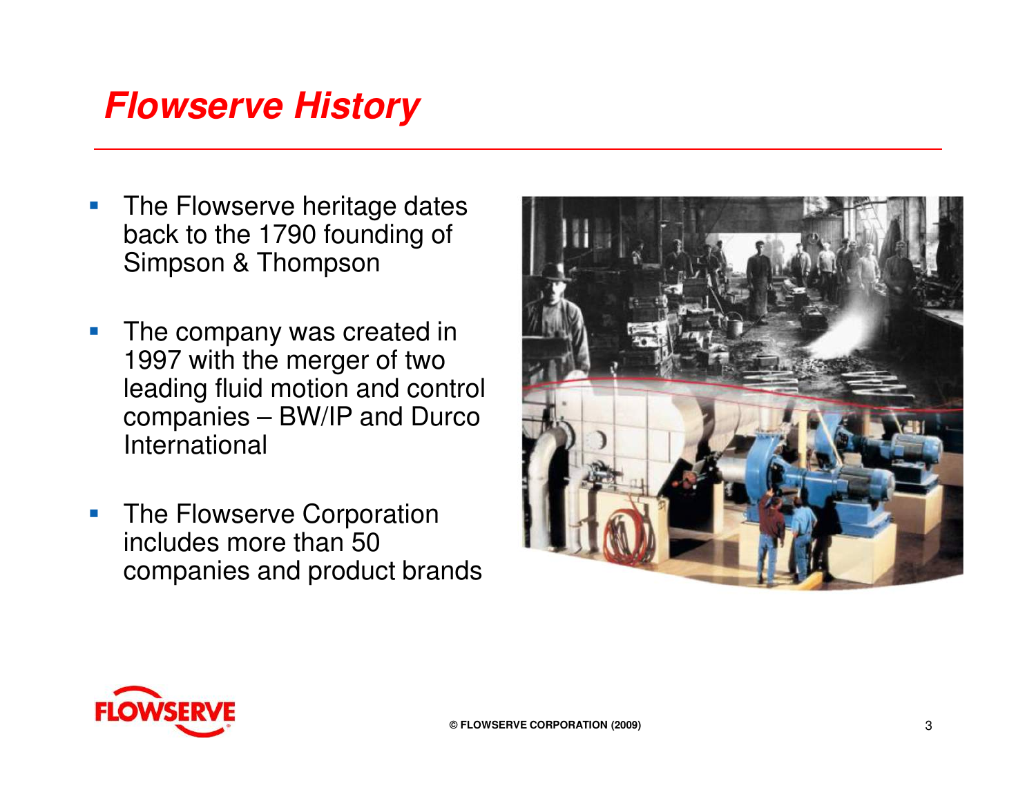# Flowserve History

- The Flowserve heritage dates back to the 1790 founding of Simpson & Thompson
- The company was created in 1997 with the merger of two leading fluid motion and control companies – BW/IP and Durco International
- The Flowserve Corporation includes more than 50 companies and product brands

© FLOWSERVE CORPORATION (2009)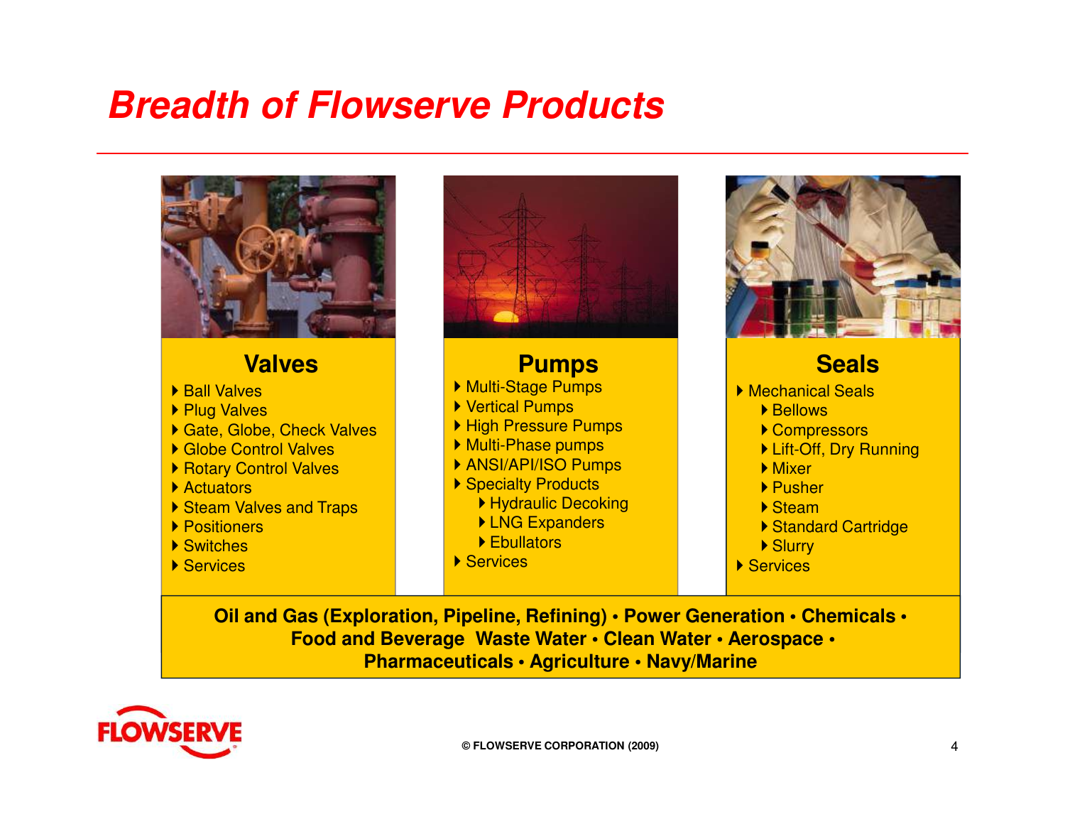# Breadth of Flowserve Products

## Valves

- Ball Valves
- Plug Valves
- Gate, Globe, Check Valves
- Globe Control Valves
- Rotary Control Valves
- Actuators
- Steam Valves and Traps
- Positioners
- Switches
- Services

## Pumps

- Multi-Stage Pumps
- Vertical Pumps
- High Pressure Pumps
- Multi-Phase pumps
- ANSI/API/ISO Pumps
- Specialty Products
  - Hydraulic Decoking
  - LNG Expanders
  - Ebullators
- Services

## Seals

- Mechanical Seals
  - Bellows
  - Compressors
  - Lift-Off, Dry Running
  - Mixer
  - Pusher
  - Steam
  - Standard Cartridge
  - Slurry
- Services

**Oil and Gas (Exploration, Pipeline, Refining) • Power Generation • Chemicals • Food and Beverage Waste Water • Clean Water • Aerospace • Pharmaceuticals • Agriculture • Navy/Marine**

© FLOWSERVE CORPORATION (2009)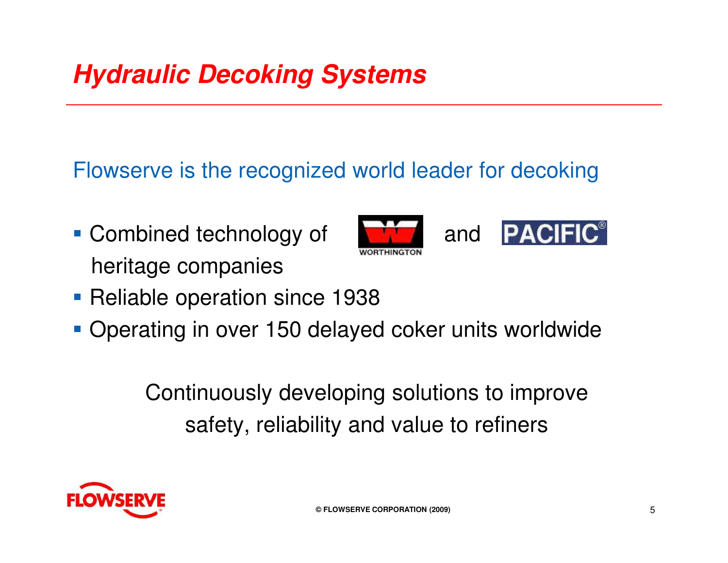# *Hydraulic Decoking Systems*

Flowserve is the recognized world leader for decoking

- Combined technology of WORTHINGTON and PACIFIC® heritage companies
- Reliable operation since 1938
- Operating in over 150 delayed coker units worldwide

Continuously developing solutions to improve safety, reliability and value to refiners

© FLOWSERVE CORPORATION (2009)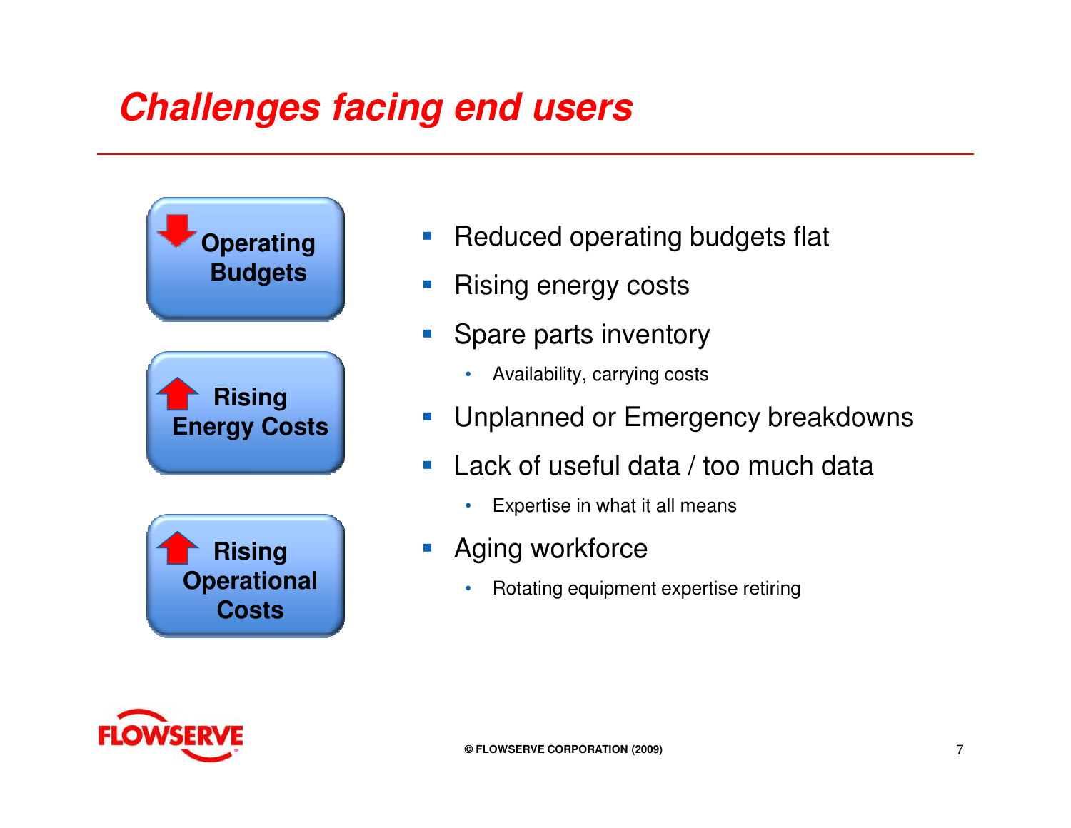# Challenges facing end users

**Operating Budgets**

**Rising Energy Costs**

**Rising Operational Costs**

- Reduced operating budgets flat
- Rising energy costs
- Spare parts inventory
  - Availability, carrying costs
- Unplanned or Emergency breakdowns
- Lack of useful data / too much data
  - Expertise in what it all means
- Aging workforce
  - Rotating equipment expertise retiring

© FLOWSERVE CORPORATION (2009)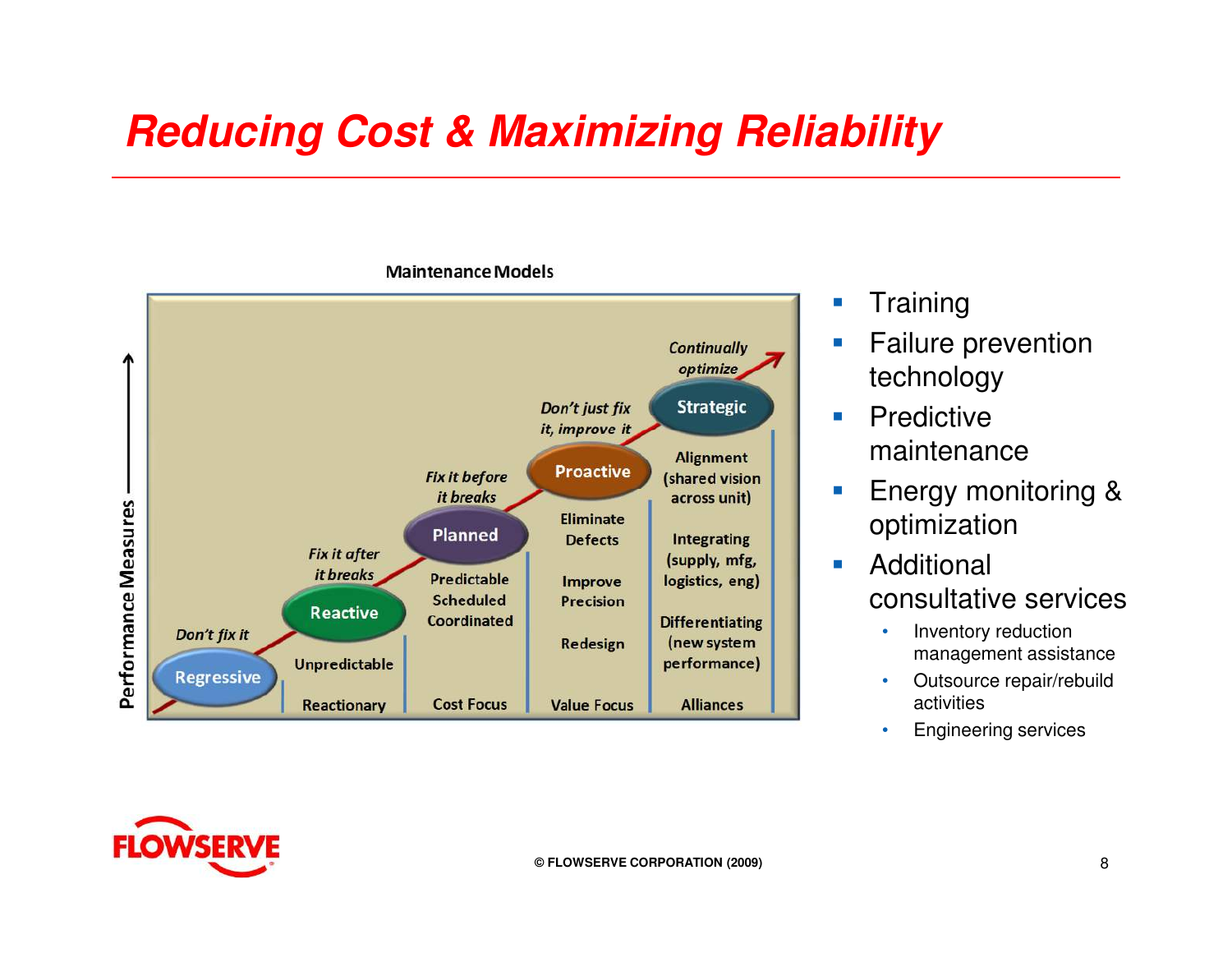# Reducing Cost & Maximizing Reliability

**Maintenance Models**

| | Regressive | Reactive | Planned | Proactive | Strategic |
|---|---|---|---|---|---|
| | *Don't fix it* | *Fix it after it breaks* | *Fix it before it breaks* | *Don't just fix it, improve it* | *Continually optimize* |
| | | Unpredictable | Predictable Scheduled Coordinated | Eliminate Defects<br>Improve Precision<br>Redesign | Alignment (shared vision across unit)<br>Integrating (supply, mfg, logistics, eng)<br>Differentiating (new system performance) |
| | | Reactionary | Cost Focus | Value Focus | Alliances |

Performance Measures →

- Training
- Failure prevention technology
- Predictive maintenance
- Energy monitoring & optimization
- Additional consultative services
  - Inventory reduction management assistance
  - Outsource repair/rebuild activities
  - Engineering services

© FLOWSERVE CORPORATION (2009)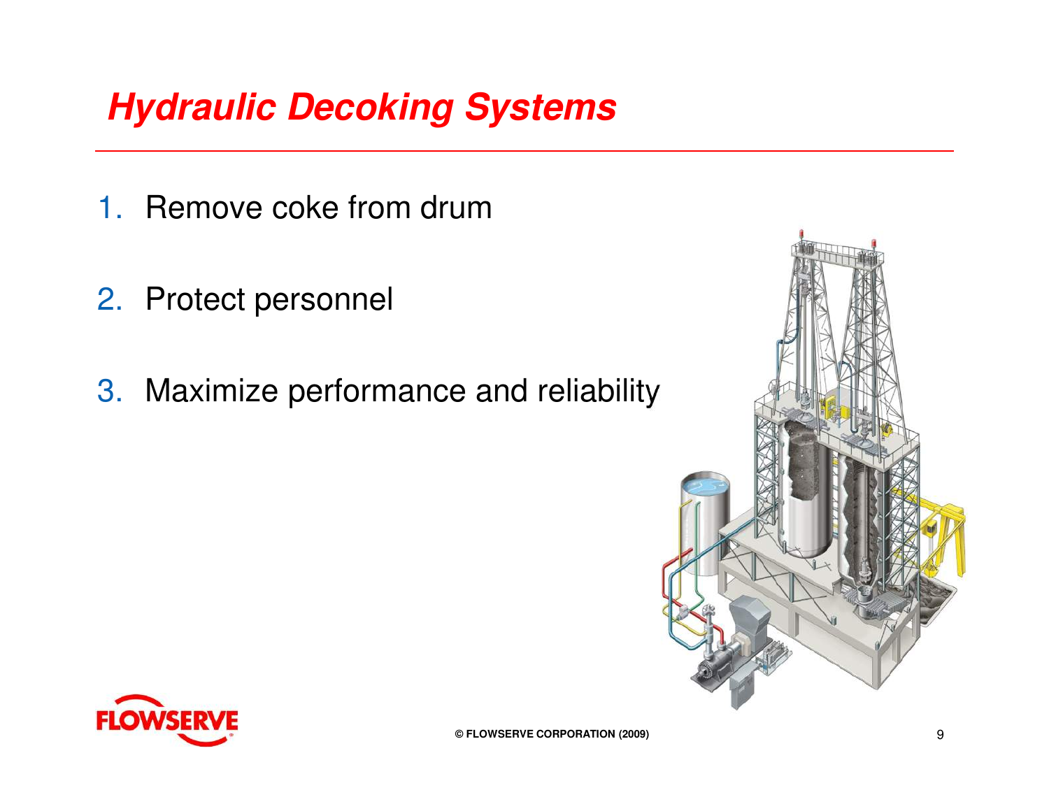# Hydraulic Decoking Systems

1. Remove coke from drum
2. Protect personnel
3. Maximize performance and reliability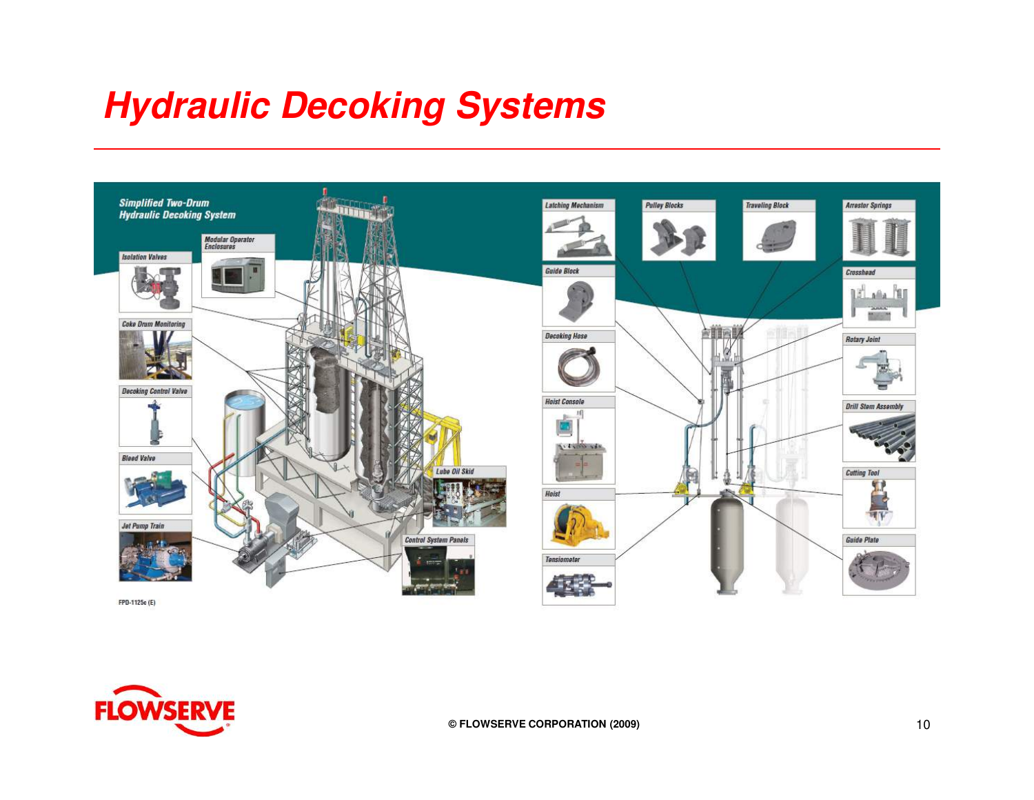# Hydraulic Decoking Systems

Simplified Two-Drum Hydraulic Decoking System

Isolation Valves

Modular Operator Enclosures

Coke Drum Monitoring

Decoking Control Valve

Bleed Valve

Jet Pump Train

Lube Oil Skid

Control System Panels

Latching Mechanism

Pulley Blocks

Traveling Block

Arrestor Springs

Guide Block

Crosshead

Decoking Hose

Rotary Joint

Hoist Console

Drill Stem Assembly

Hoist

Cutting Tool

Tensiometer

Guide Plate

FPD-1125c (E)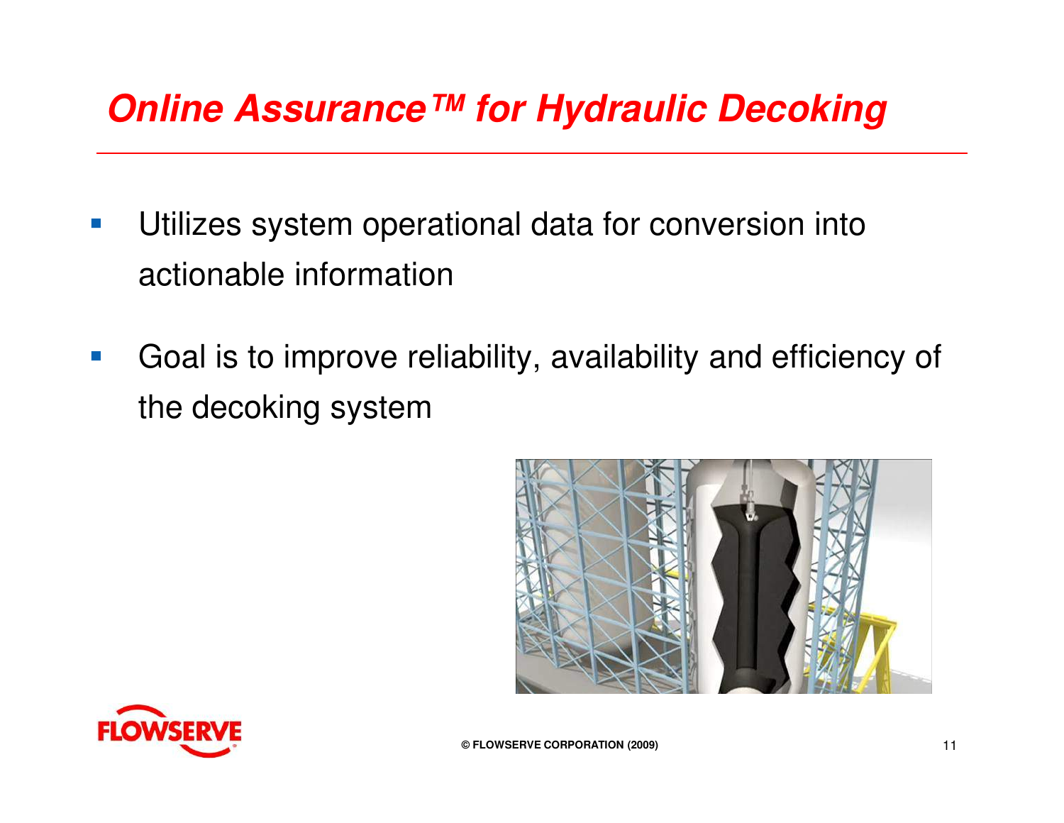# Online Assurance™ for Hydraulic Decoking

- Utilizes system operational data for conversion into actionable information
- Goal is to improve reliability, availability and efficiency of the decoking system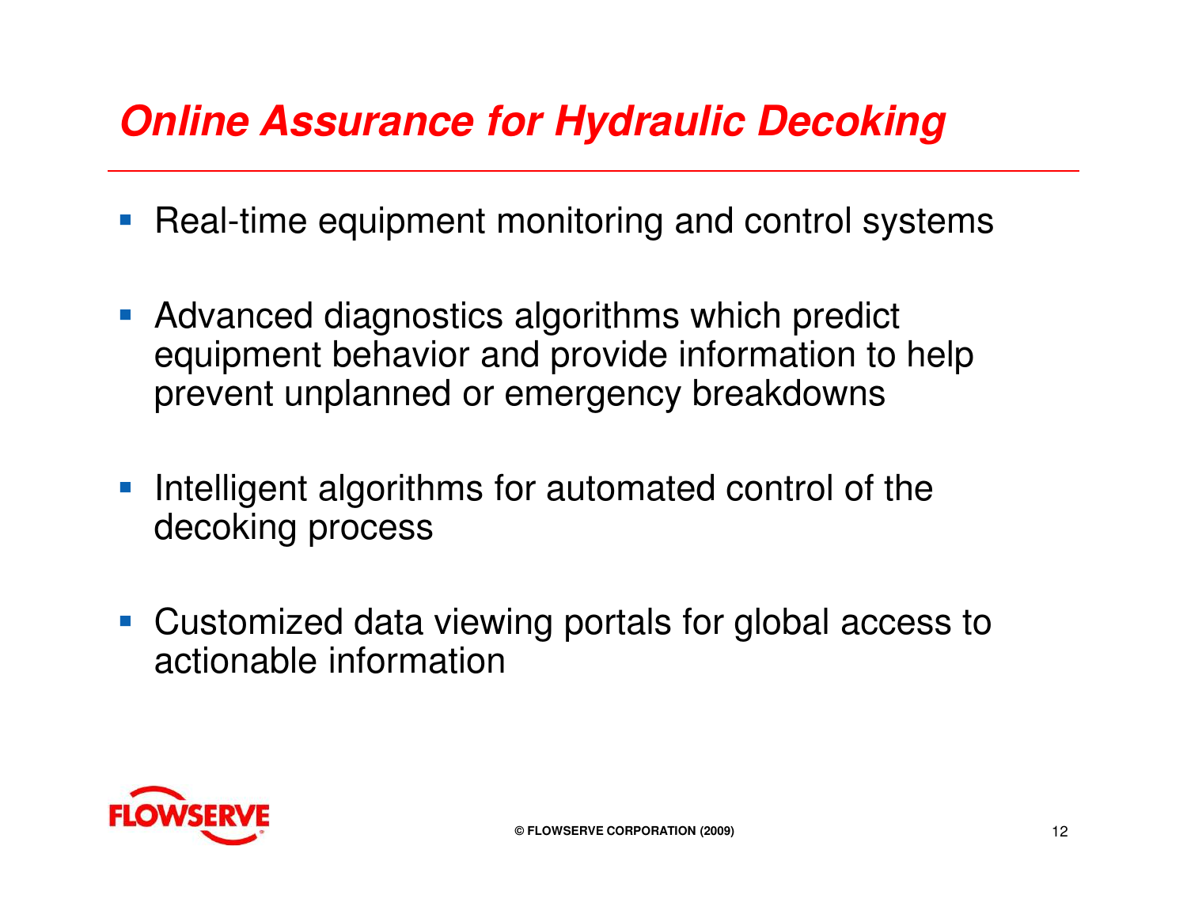# *Online Assurance for Hydraulic Decoking*

- Real-time equipment monitoring and control systems
- Advanced diagnostics algorithms which predict equipment behavior and provide information to help prevent unplanned or emergency breakdowns
- Intelligent algorithms for automated control of the decoking process
- Customized data viewing portals for global access to actionable information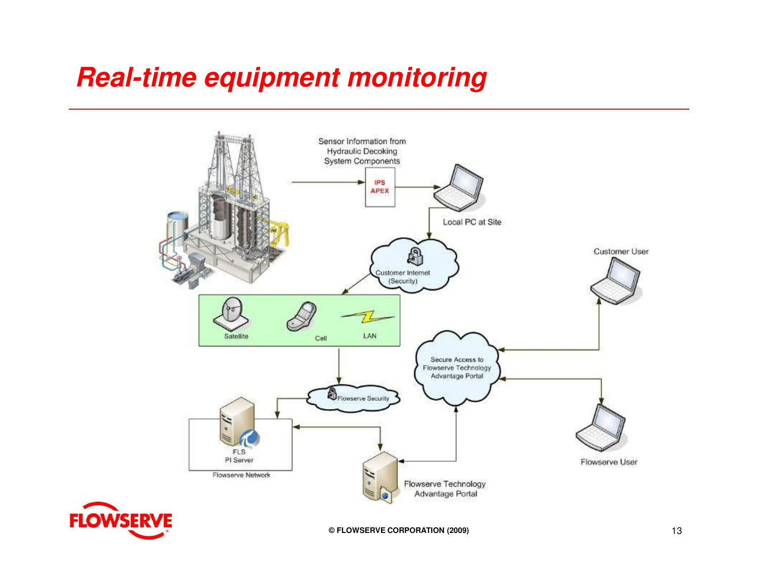# Real-time equipment monitoring

Sensor Information from Hydraulic Decoking System Components

IPS APEX

Local PC at Site

Customer Internet (Security)

Satellite

Cell

LAN

Flowserve Security

FLS PI Server

Flowserve Network

Flowserve Technology Advantage Portal

Secure Access to Flowserve Technology Advantage Portal

Customer User

Flowserve User

© FLOWSERVE CORPORATION (2009)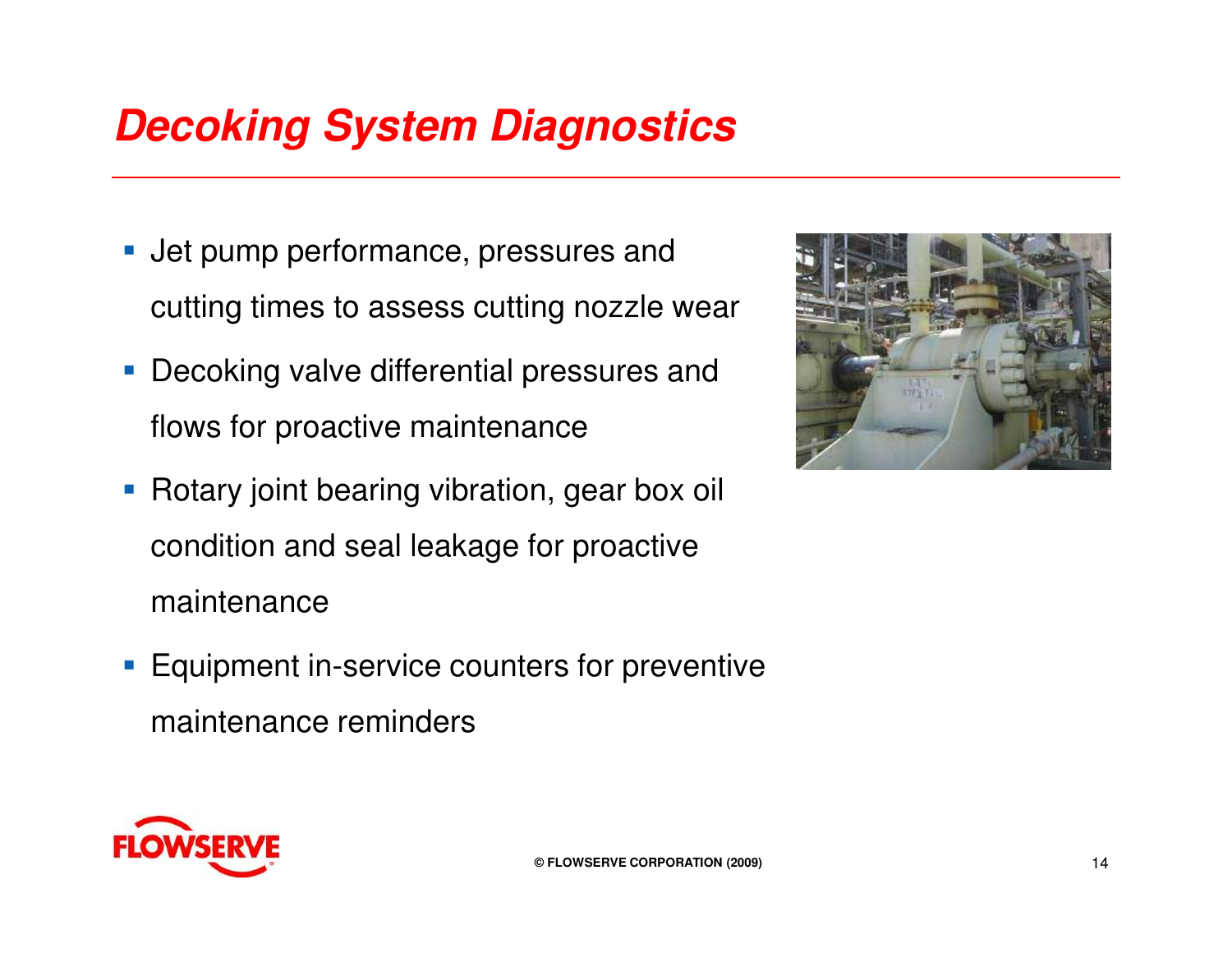# Decoking System Diagnostics

- Jet pump performance, pressures and cutting times to assess cutting nozzle wear
- Decoking valve differential pressures and flows for proactive maintenance
- Rotary joint bearing vibration, gear box oil condition and seal leakage for proactive maintenance
- Equipment in-service counters for preventive maintenance reminders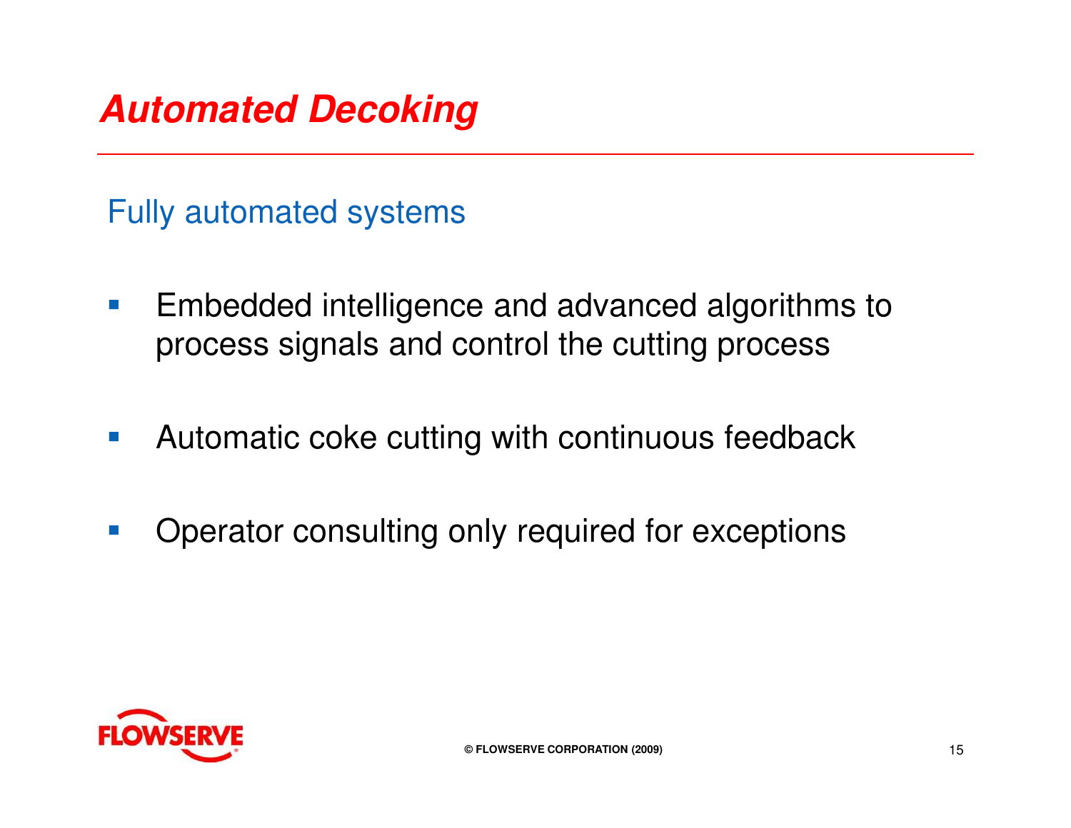# Automated Decoking

## Fully automated systems

- Embedded intelligence and advanced algorithms to process signals and control the cutting process
- Automatic coke cutting with continuous feedback
- Operator consulting only required for exceptions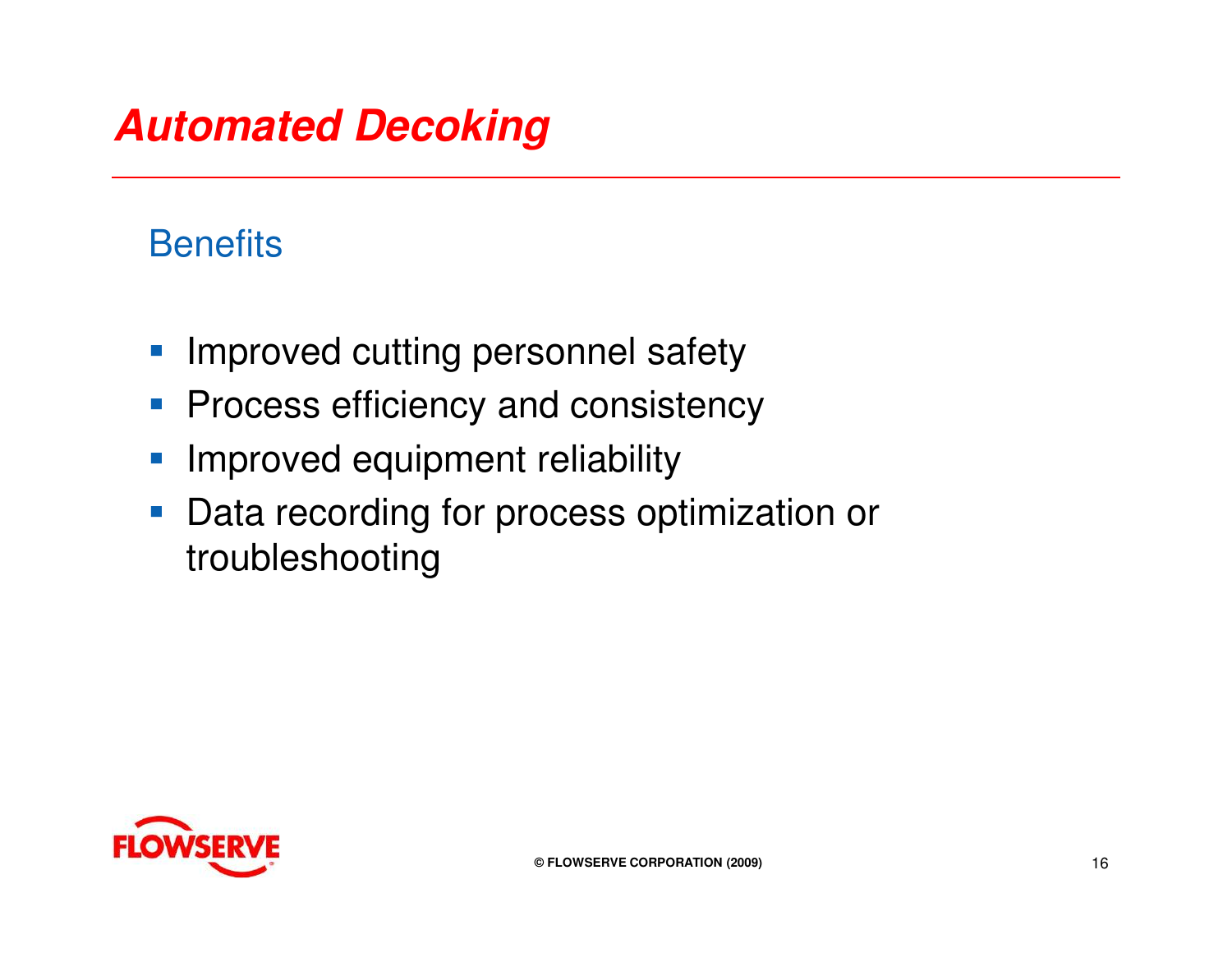# *Automated Decoking*

## Benefits

- Improved cutting personnel safety
- Process efficiency and consistency
- Improved equipment reliability
- Data recording for process optimization or troubleshooting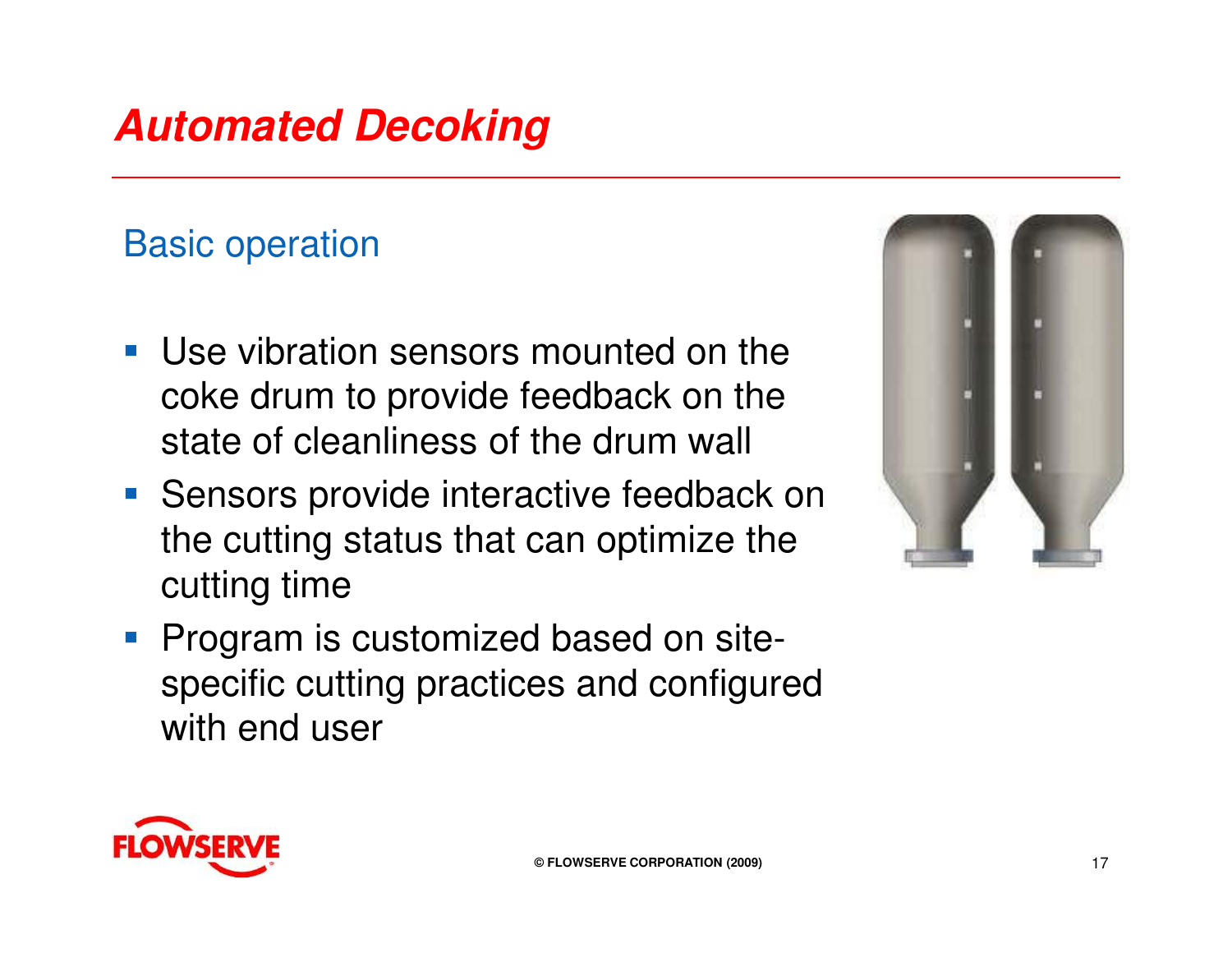# Automated Decoking

## Basic operation

- Use vibration sensors mounted on the coke drum to provide feedback on the state of cleanliness of the drum wall
- Sensors provide interactive feedback on the cutting status that can optimize the cutting time
- Program is customized based on site-specific cutting practices and configured with end user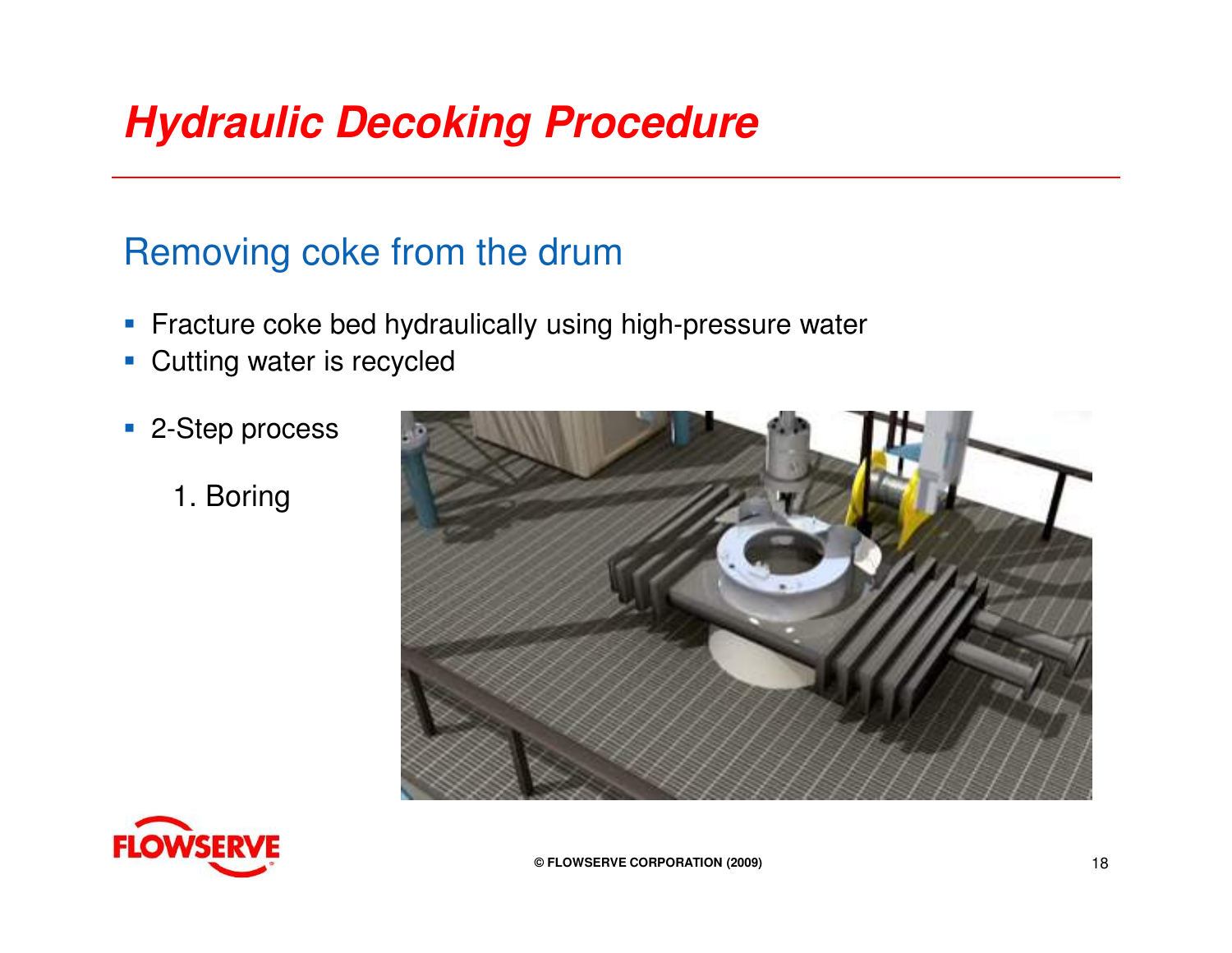# *Hydraulic Decoking Procedure*

## Removing coke from the drum

- Fracture coke bed hydraulically using high-pressure water
- Cutting water is recycled
- 2-Step process

  1. Boring

© FLOWSERVE CORPORATION (2009)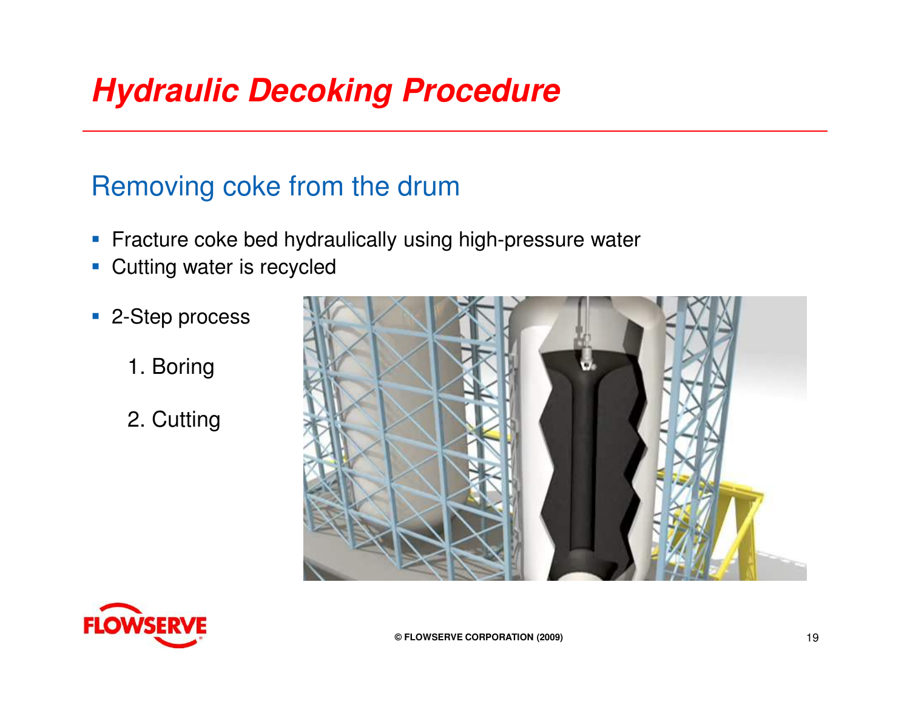# Hydraulic Decoking Procedure

## Removing coke from the drum

- Fracture coke bed hydraulically using high-pressure water
- Cutting water is recycled
- 2-Step process
  1. Boring
  2. Cutting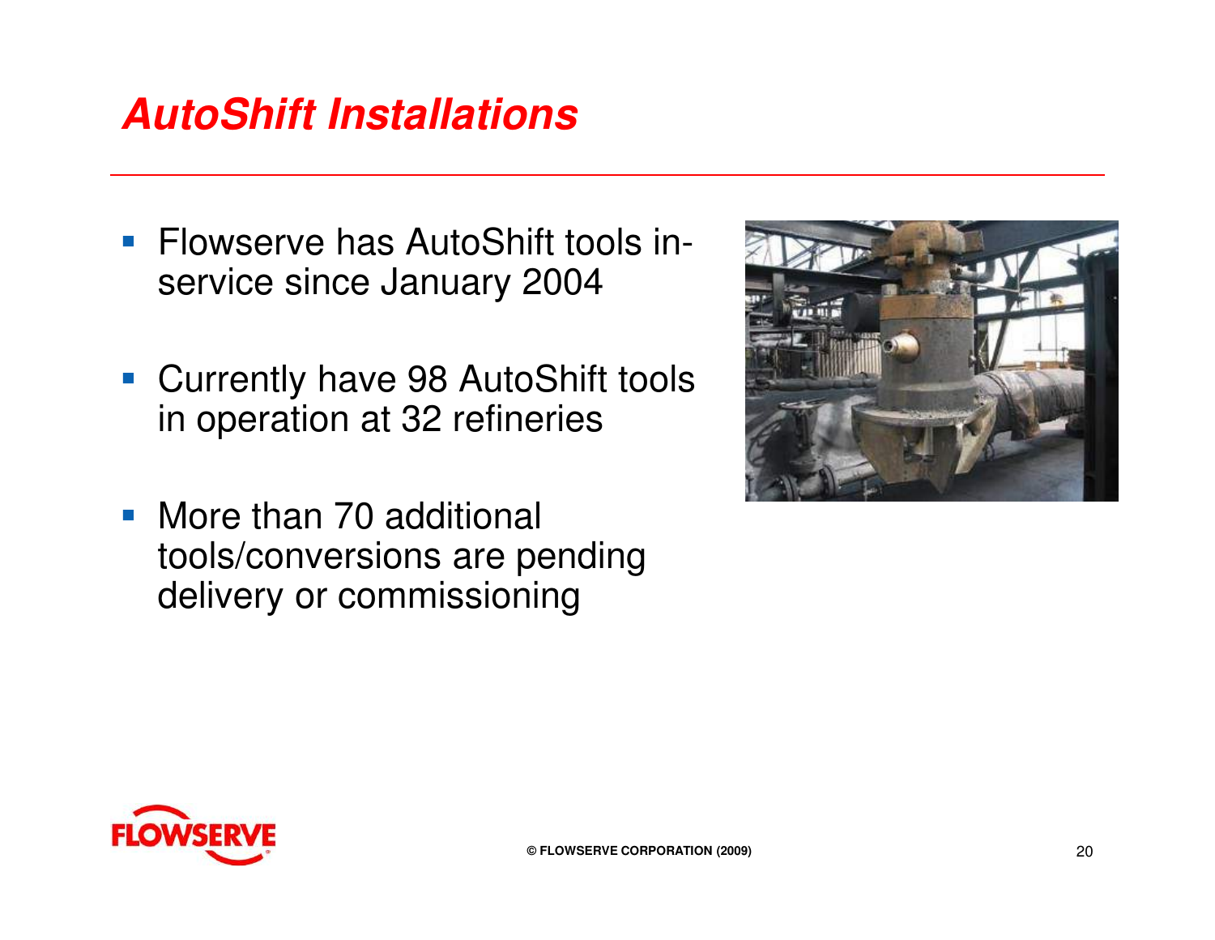# AutoShift Installations

- Flowserve has AutoShift tools in-service since January 2004
- Currently have 98 AutoShift tools in operation at 32 refineries
- More than 70 additional tools/conversions are pending delivery or commissioning

© FLOWSERVE CORPORATION (2009)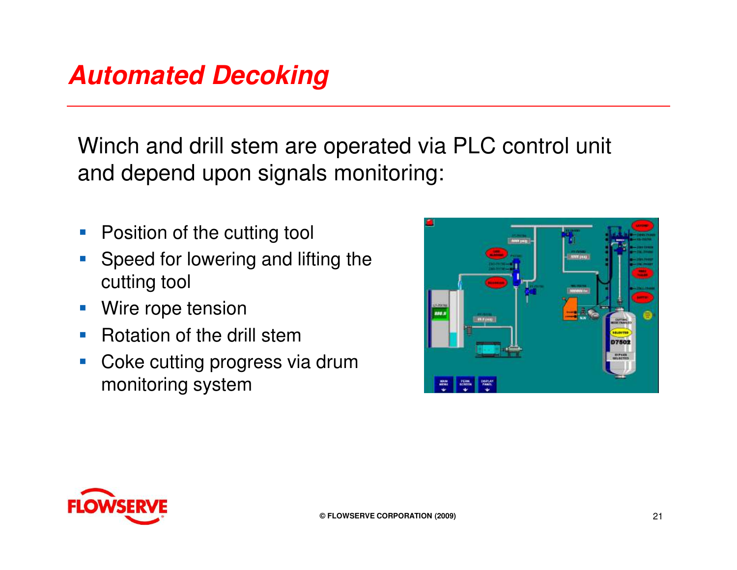# Automated Decoking

Winch and drill stem are operated via PLC control unit and depend upon signals monitoring:

- Position of the cutting tool
- Speed for lowering and lifting the cutting tool
- Wire rope tension
- Rotation of the drill stem
- Coke cutting progress via drum monitoring system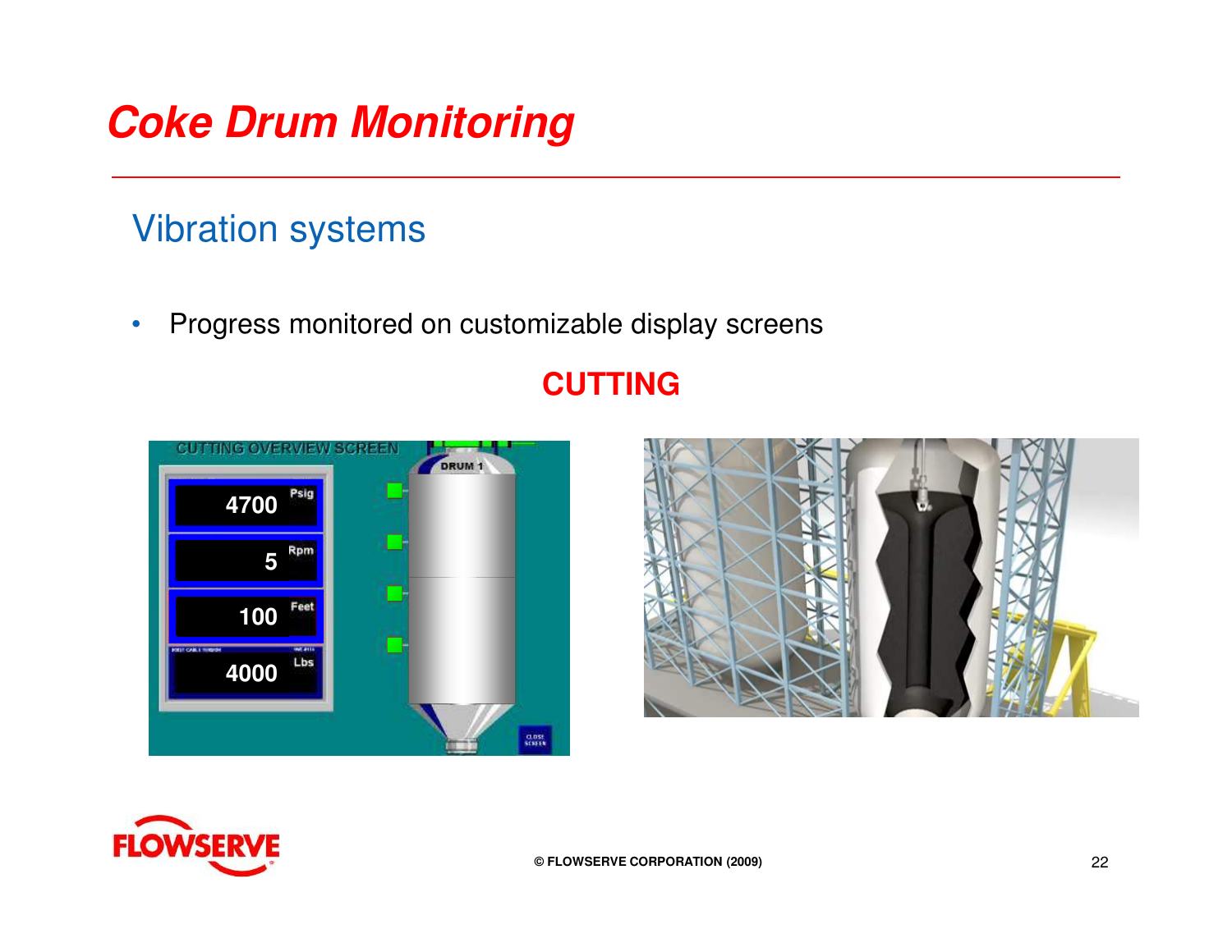# Coke Drum Monitoring

## Vibration systems

- Progress monitored on customizable display screens

**CUTTING**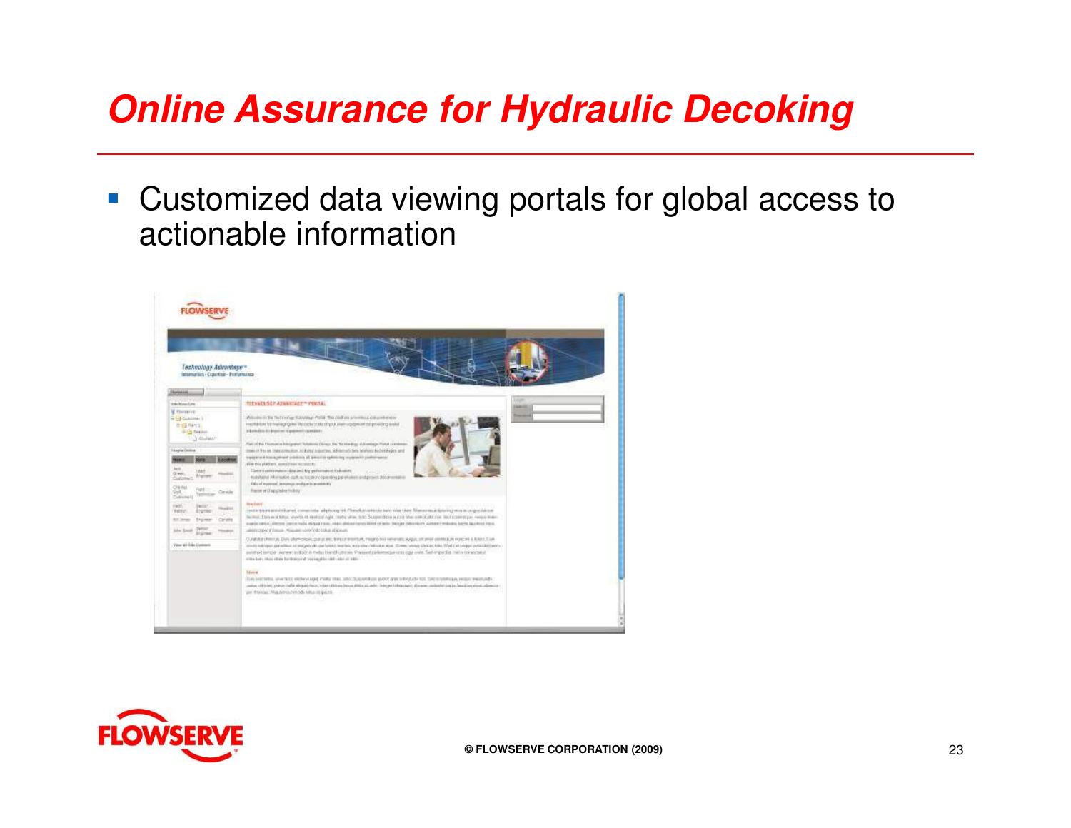# Online Assurance for Hydraulic Decoking

- Customized data viewing portals for global access to actionable information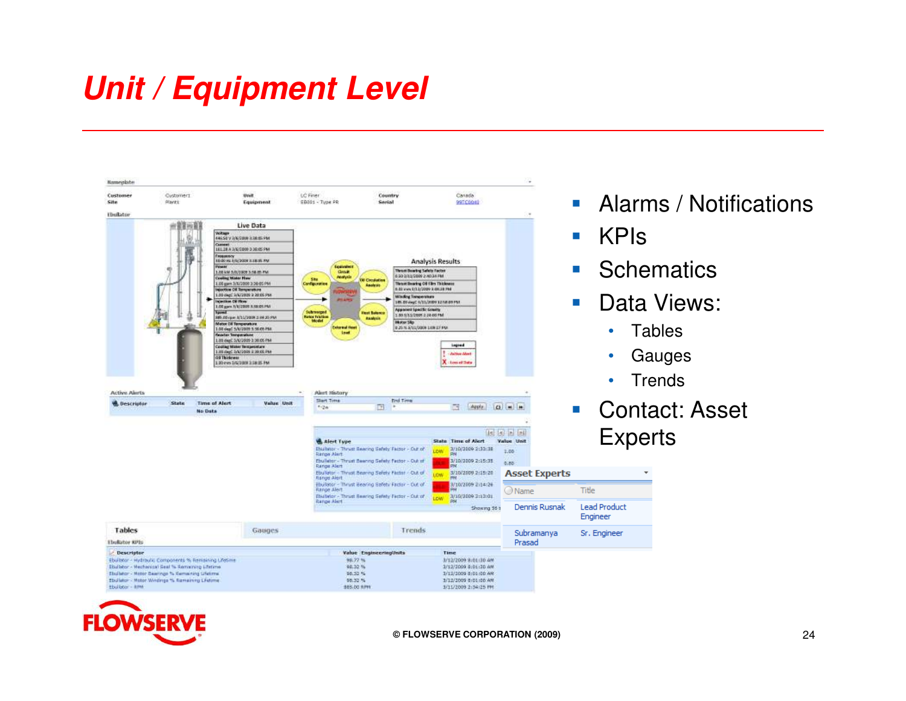# Unit / Equipment Level

- Alarms / Notifications
- KPIs
- Schematics
- Data Views:
  - Tables
  - Gauges
  - Trends
- Contact: Asset Experts

**Asset Experts**

| Name | Title |
|---|---|
| Dennis Rusnak | Lead Product Engineer |
| Subramanya Prasad | Sr. Engineer |

© FLOWSERVE CORPORATION (2009)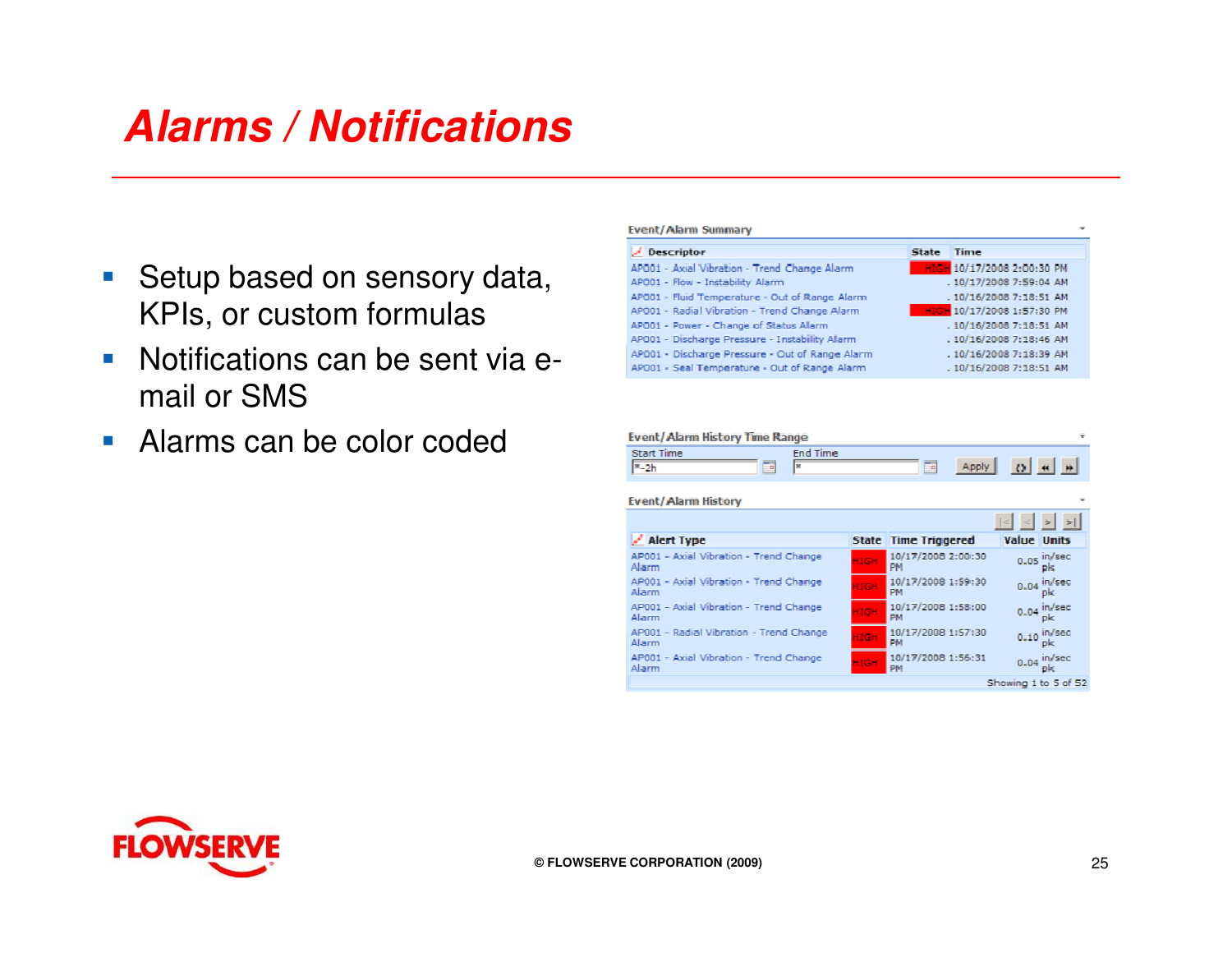# Alarms / Notifications

- Setup based on sensory data, KPIs, or custom formulas
- Notifications can be sent via e-mail or SMS
- Alarms can be color coded

**Event/Alarm Summary**

| Descriptor | State | Time |
|---|---|---|
| AP001 - Axial Vibration - Trend Change Alarm | HIGH | 10/17/2008 2:00:30 PM |
| AP001 - Flow - Instability Alarm | . | 10/17/2008 7:59:04 AM |
| AP001 - Fluid Temperature - Out of Range Alarm | . | 10/16/2008 7:18:51 AM |
| AP001 - Radial Vibration - Trend Change Alarm | HIGH | 10/17/2008 1:57:30 PM |
| AP001 - Power - Change of Status Alarm | . | 10/16/2008 7:18:51 AM |
| AP001 - Discharge Pressure - Instability Alarm | . | 10/16/2008 7:18:46 AM |
| AP001 - Discharge Pressure - Out of Range Alarm | . | 10/16/2008 7:18:39 AM |
| AP001 - Seal Temperature - Out of Range Alarm | . | 10/16/2008 7:18:51 AM |

**Event/Alarm History Time Range**

Start Time: *-2h End Time: * Apply

**Event/Alarm History**

| Alert Type | State | Time Triggered | Value | Units |
|---|---|---|---|---|
| AP001 - Axial Vibration - Trend Change Alarm | HIGH | 10/17/2008 2:00:30 PM | 0.05 | in/sec pk |
| AP001 - Axial Vibration - Trend Change Alarm | HIGH | 10/17/2008 1:59:30 PM | 0.04 | in/sec pk |
| AP001 - Axial Vibration - Trend Change Alarm | HIGH | 10/17/2008 1:58:00 PM | 0.04 | in/sec pk |
| AP001 - Radial Vibration - Trend Change Alarm | HIGH | 10/17/2008 1:57:30 PM | 0.10 | in/sec pk |
| AP001 - Axial Vibration - Trend Change Alarm | HIGH | 10/17/2008 1:56:31 PM | 0.04 | in/sec pk |

Showing 1 to 5 of 52

© FLOWSERVE CORPORATION (2009)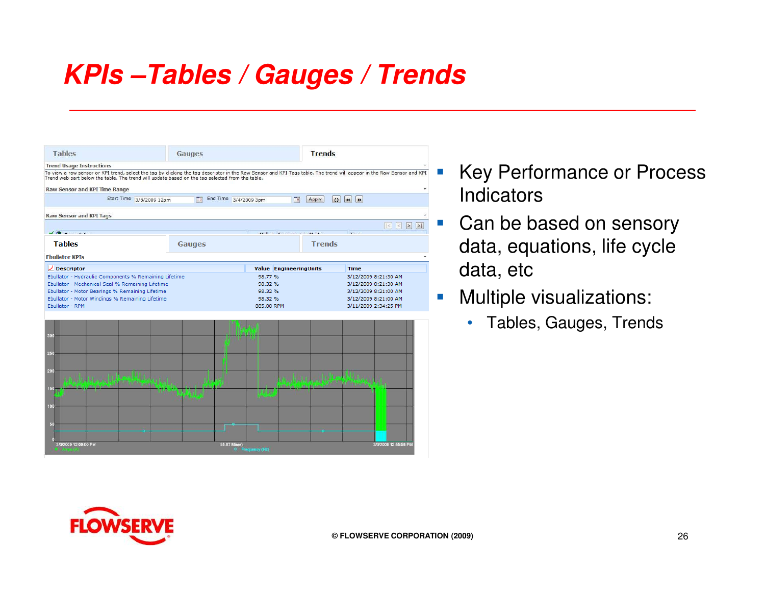# KPIs –Tables / Gauges / Trends

- Key Performance or Process Indicators
- Can be based on sensory data, equations, life cycle data, etc
- Multiple visualizations:
  - Tables, Gauges, Trends

© FLOWSERVE CORPORATION (2009)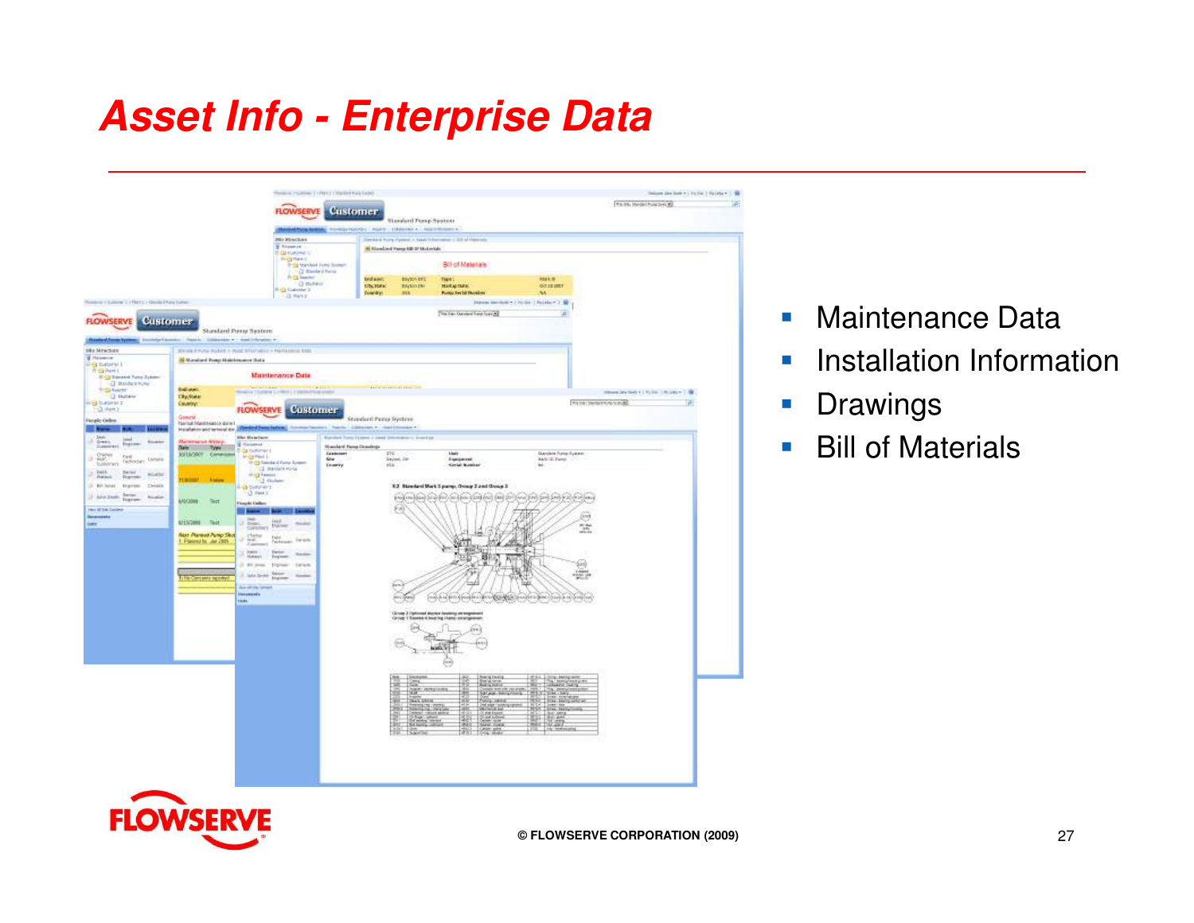# Asset Info - Enterprise Data

- Maintenance Data
- Installation Information
- Drawings
- Bill of Materials

© FLOWSERVE CORPORATION (2009)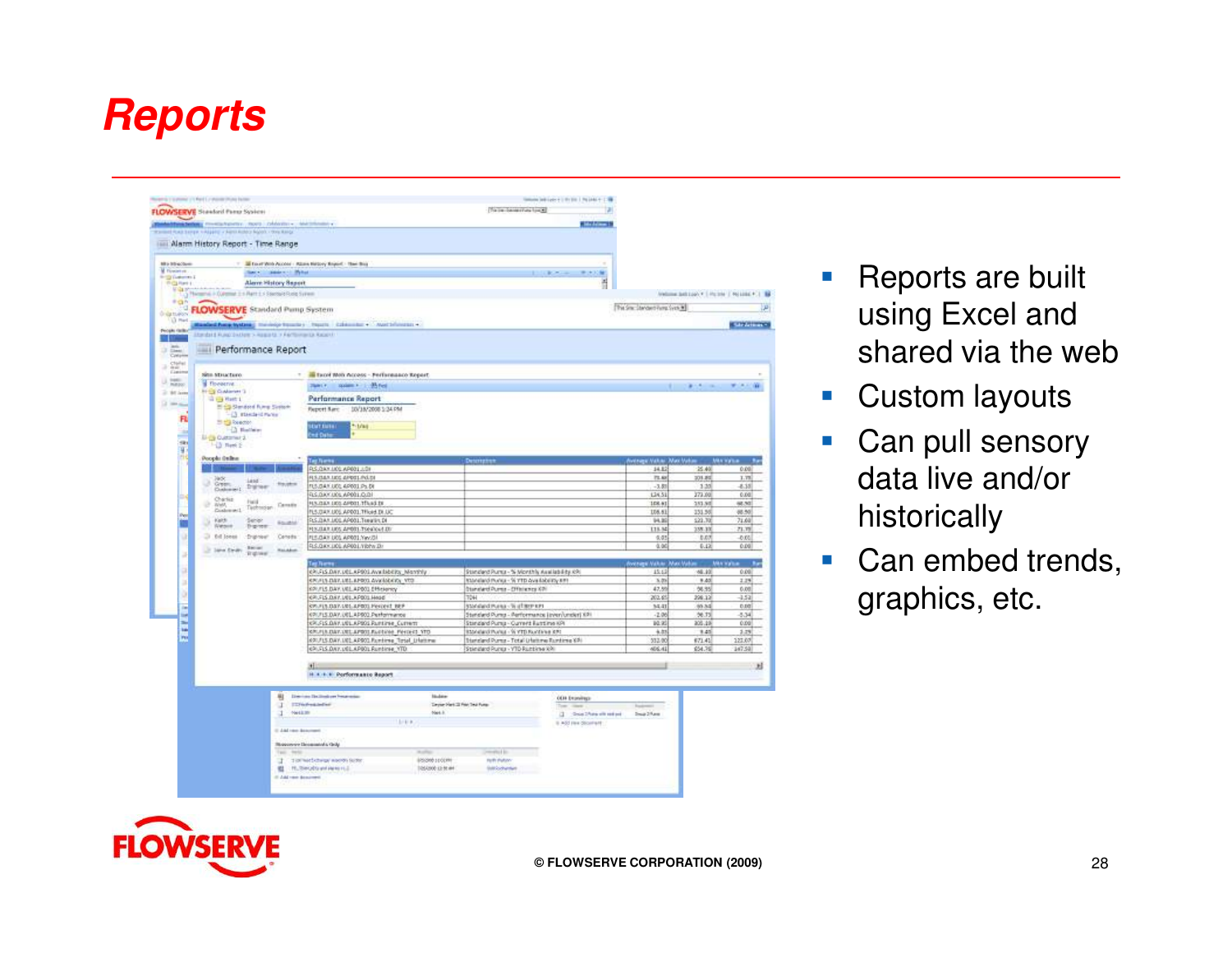# Reports

- Reports are built using Excel and shared via the web
- Custom layouts
- Can pull sensory data live and/or historically
- Can embed trends, graphics, etc.

© FLOWSERVE CORPORATION (2009)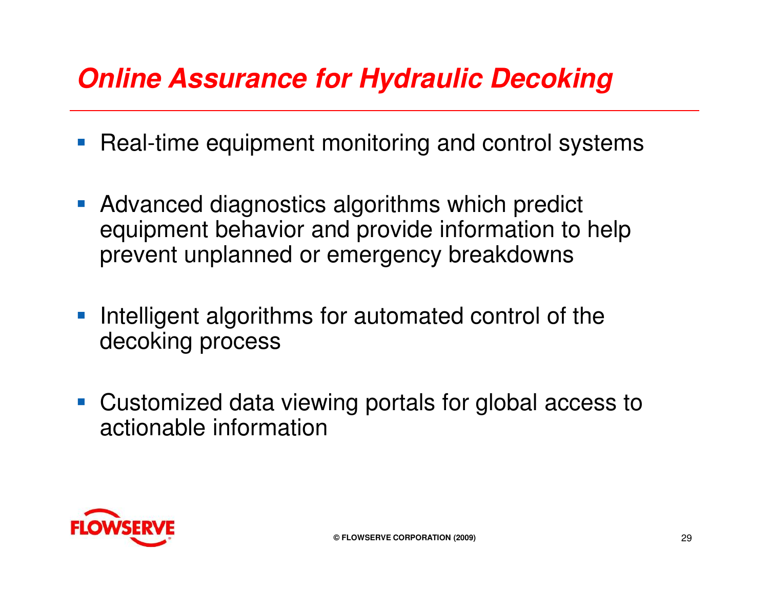# *Online Assurance for Hydraulic Decoking*

- Real-time equipment monitoring and control systems
- Advanced diagnostics algorithms which predict equipment behavior and provide information to help prevent unplanned or emergency breakdowns
- Intelligent algorithms for automated control of the decoking process
- Customized data viewing portals for global access to actionable information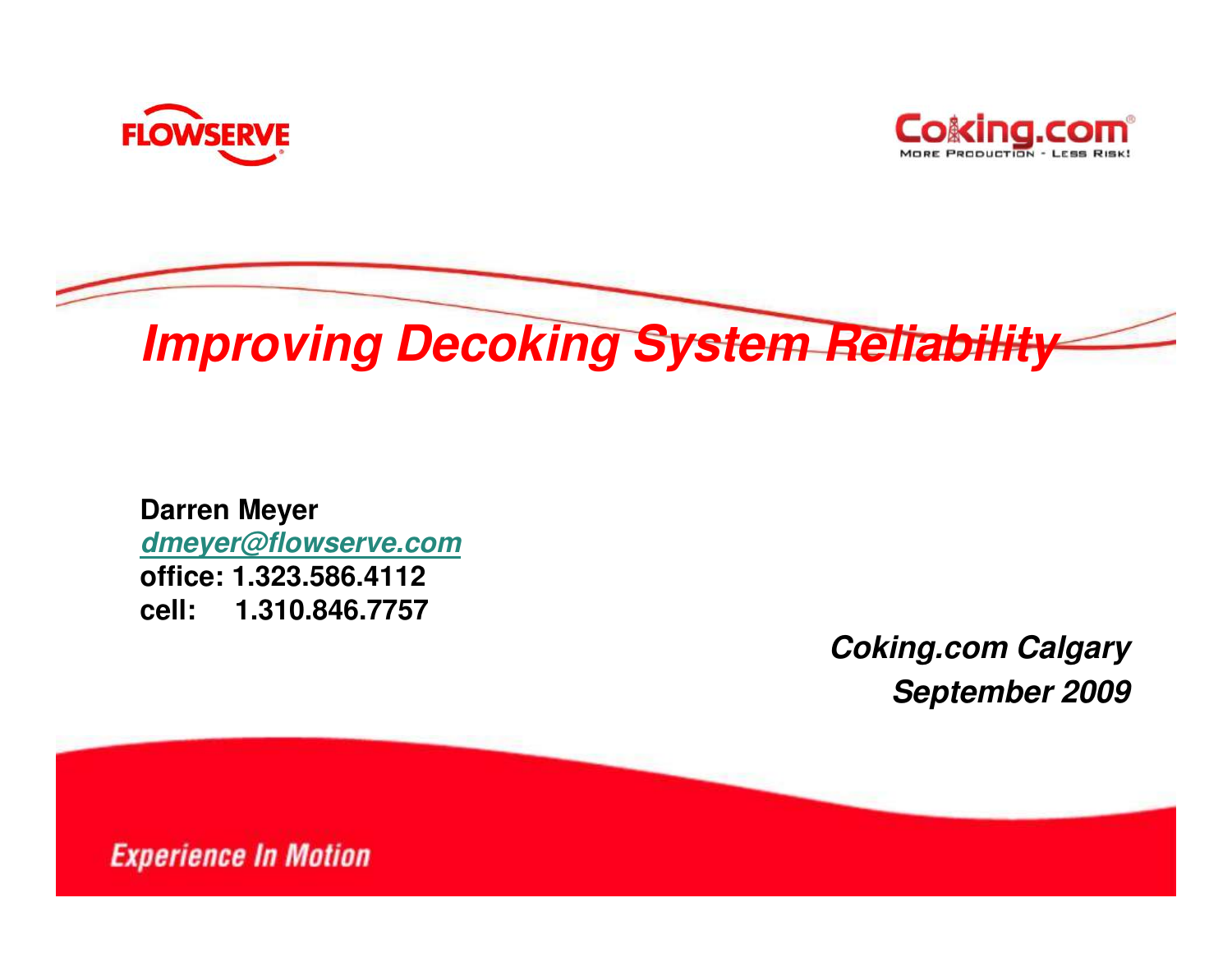FLOWSERVE

Coking.com
MORE PRODUCTION - LESS RISK!

# *Improving Decoking System Reliability*

**Darren Meyer**
***dmeyer@flowserve.com***
**office: 1.323.586.4112**
**cell: 1.310.846.7757**

***Coking.com Calgary***
***September 2009***

*Experience In Motion*